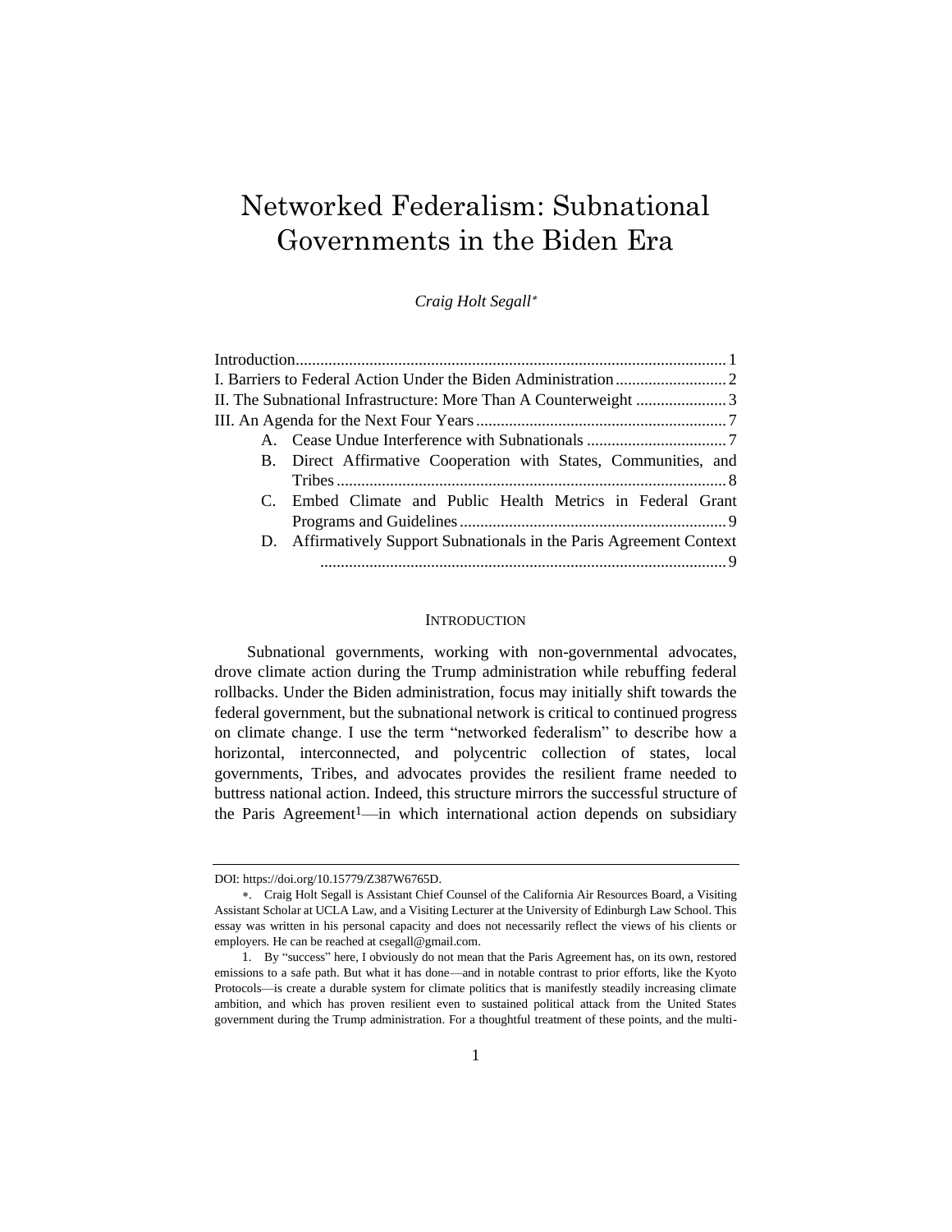# Networked Federalism: Subnational Governments in the Biden Era

*Craig Holt Segall*[*]

Introduction ........................................................ 1
I. Barriers to Federal Action Under the Biden Administration ........................ 2
II. The Subnational Infrastructure: More Than A Counterweight ...................... 3
III. An Agenda for the Next Four Years ........................................ 7
- A. Cease Undue Interference with Subnationals ................................ 7
- B. Direct Affirmative Cooperation with States, Communities, and Tribes ........... 8
- C. Embed Climate and Public Health Metrics in Federal Grant Programs and Guidelines ........... 9
- D. Affirmatively Support Subnationals in the Paris Agreement Context ........... 9

## INTRODUCTION

Subnational governments, working with non-governmental advocates, drove climate action during the Trump administration while rebuffing federal rollbacks. Under the Biden administration, focus may initially shift towards the federal government, but the subnational network is critical to continued progress on climate change. I use the term "networked federalism" to describe how a horizontal, interconnected, and polycentric collection of states, local governments, Tribes, and advocates provides the resilient frame needed to buttress national action. Indeed, this structure mirrors the successful structure of the Paris Agreement[1]—in which international action depends on subsidiary

---

DOI: https://doi.org/10.15779/Z387W6765D.

*. Craig Holt Segall is Assistant Chief Counsel of the California Air Resources Board, a Visiting Assistant Scholar at UCLA Law, and a Visiting Lecturer at the University of Edinburgh Law School. This essay was written in his personal capacity and does not necessarily reflect the views of his clients or employers. He can be reached at csegall@gmail.com.

1. By "success" here, I obviously do not mean that the Paris Agreement has, on its own, restored emissions to a safe path. But what it has done—and in notable contrast to prior efforts, like the Kyoto Protocols—is create a durable system for climate politics that is manifestly steadily increasing climate ambition, and which has proven resilient even to sustained political attack from the United States government during the Trump administration. For a thoughtful treatment of these points, and the multi-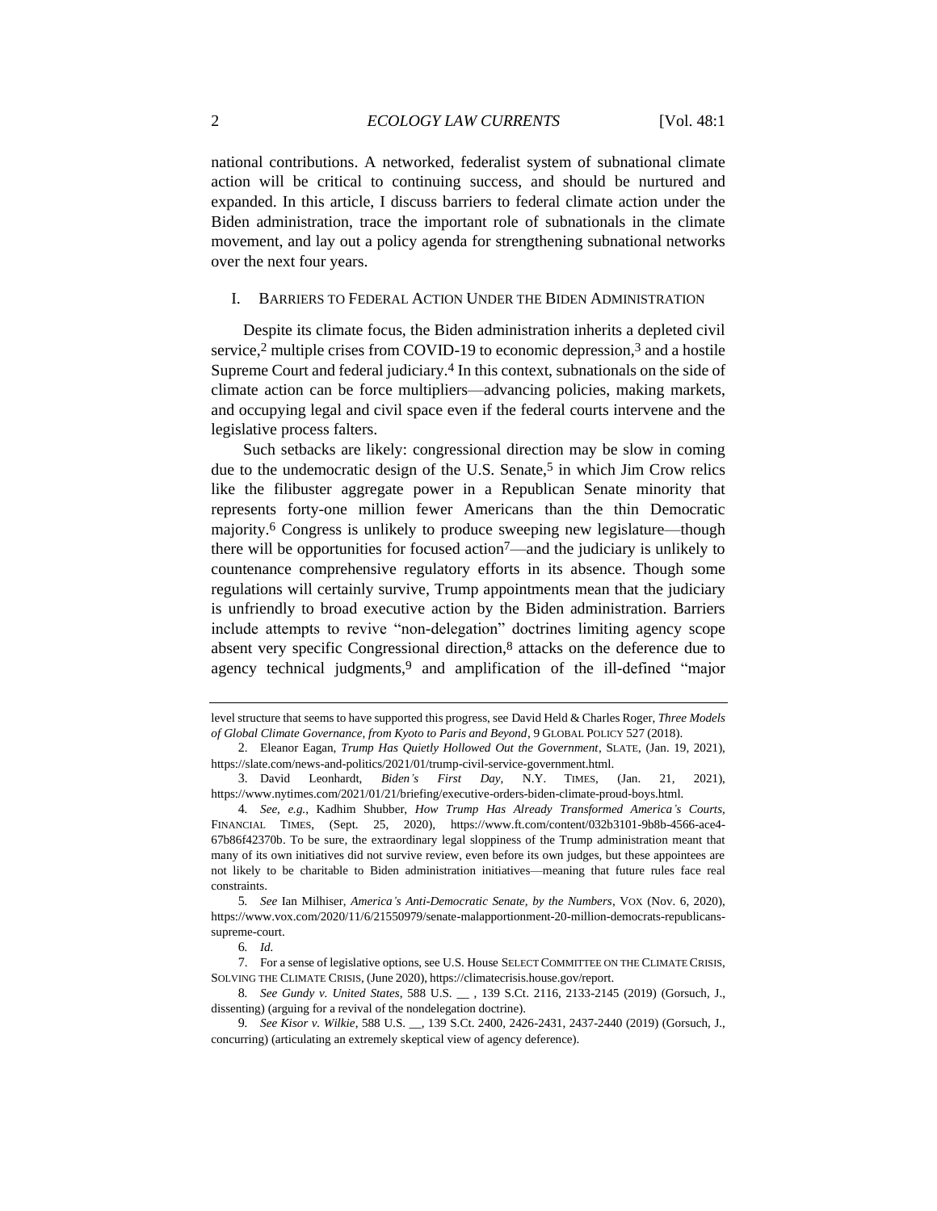national contributions. A networked, federalist system of subnational climate action will be critical to continuing success, and should be nurtured and expanded. In this article, I discuss barriers to federal climate action under the Biden administration, trace the important role of subnationals in the climate movement, and lay out a policy agenda for strengthening subnational networks over the next four years.

## I. Barriers to Federal Action Under the Biden Administration

Despite its climate focus, the Biden administration inherits a depleted civil service,[2] multiple crises from COVID-19 to economic depression,[3] and a hostile Supreme Court and federal judiciary.[4] In this context, subnationals on the side of climate action can be force multipliers—advancing policies, making markets, and occupying legal and civil space even if the federal courts intervene and the legislative process falters.

Such setbacks are likely: congressional direction may be slow in coming due to the undemocratic design of the U.S. Senate,[5] in which Jim Crow relics like the filibuster aggregate power in a Republican Senate minority that represents forty-one million fewer Americans than the thin Democratic majority.[6] Congress is unlikely to produce sweeping new legislature—though there will be opportunities for focused action[7]—and the judiciary is unlikely to countenance comprehensive regulatory efforts in its absence. Though some regulations will certainly survive, Trump appointments mean that the judiciary is unfriendly to broad executive action by the Biden administration. Barriers include attempts to revive "non-delegation" doctrines limiting agency scope absent very specific Congressional direction,[8] attacks on the deference due to agency technical judgments,[9] and amplification of the ill-defined "major

---

level structure that seems to have supported this progress, see David Held & Charles Roger, *Three Models of Global Climate Governance, from Kyoto to Paris and Beyond*, 9 GLOBAL POLICY 527 (2018).

2. Eleanor Eagan, *Trump Has Quietly Hollowed Out the Government*, SLATE, (Jan. 19, 2021), https://slate.com/news-and-politics/2021/01/trump-civil-service-government.html.

3. David Leonhardt, *Biden's First Day*, N.Y. TIMES, (Jan. 21, 2021), https://www.nytimes.com/2021/01/21/briefing/executive-orders-biden-climate-proud-boys.html.

4. *See, e.g.*, Kadhim Shubber, *How Trump Has Already Transformed America's Courts*, FINANCIAL TIMES, (Sept. 25, 2020), https://www.ft.com/content/032b3101-9b8b-4566-ace4-67b86f42370b. To be sure, the extraordinary legal sloppiness of the Trump administration meant that many of its own initiatives did not survive review, even before its own judges, but these appointees are not likely to be charitable to Biden administration initiatives—meaning that future rules face real constraints.

5. *See* Ian Milhiser, *America's Anti-Democratic Senate, by the Numbers*, VOX (Nov. 6, 2020), https://www.vox.com/2020/11/6/21550979/senate-malapportionment-20-million-democrats-republicans-supreme-court.

6. *Id.*

7. For a sense of legislative options, see U.S. House SELECT COMMITTEE ON THE CLIMATE CRISIS, SOLVING THE CLIMATE CRISIS, (June 2020), https://climatecrisis.house.gov/report.

8. *See Gundy v. United States*, 588 U.S. __ , 139 S.Ct. 2116, 2133-2145 (2019) (Gorsuch, J., dissenting) (arguing for a revival of the nondelegation doctrine).

9. *See Kisor v. Wilkie*, 588 U.S. __, 139 S.Ct. 2400, 2426-2431, 2437-2440 (2019) (Gorsuch, J., concurring) (articulating an extremely skeptical view of agency deference).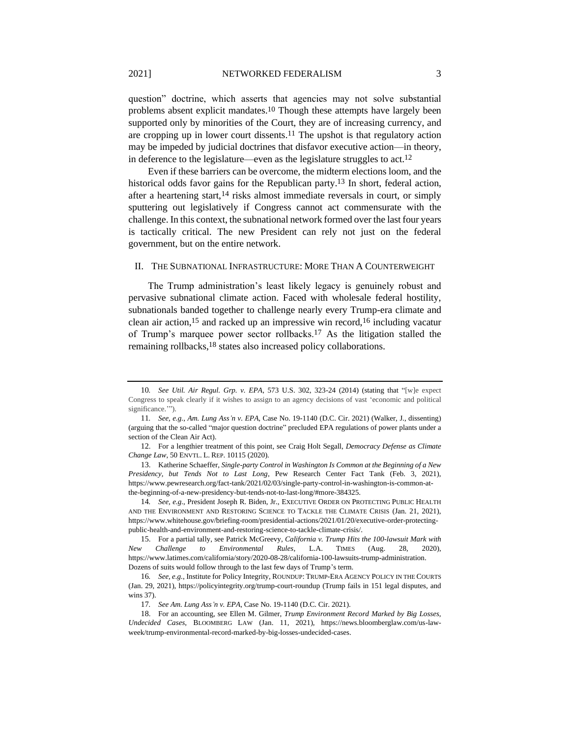question" doctrine, which asserts that agencies may not solve substantial problems absent explicit mandates.[10] Though these attempts have largely been supported only by minorities of the Court, they are of increasing currency, and are cropping up in lower court dissents.[11] The upshot is that regulatory action may be impeded by judicial doctrines that disfavor executive action—in theory, in deference to the legislature—even as the legislature struggles to act.[12]

Even if these barriers can be overcome, the midterm elections loom, and the historical odds favor gains for the Republican party.[13] In short, federal action, after a heartening start,[14] risks almost immediate reversals in court, or simply sputtering out legislatively if Congress cannot act commensurate with the challenge. In this context, the subnational network formed over the last four years is tactically critical. The new President can rely not just on the federal government, but on the entire network.

## II. The Subnational Infrastructure: More Than A Counterweight

The Trump administration's least likely legacy is genuinely robust and pervasive subnational climate action. Faced with wholesale federal hostility, subnationals banded together to challenge nearly every Trump-era climate and clean air action,[15] and racked up an impressive win record,[16] including vacatur of Trump's marquee power sector rollbacks.[17] As the litigation stalled the remaining rollbacks,[18] states also increased policy collaborations.

---

10. *See Util. Air Regul. Grp. v. EPA*, 573 U.S. 302, 323-24 (2014) (stating that "[w]e expect Congress to speak clearly if it wishes to assign to an agency decisions of vast 'economic and political significance.'").

11. *See, e.g.*, *Am. Lung Ass'n v. EPA*, Case No. 19-1140 (D.C. Cir. 2021) (Walker, J., dissenting) (arguing that the so-called "major question doctrine" precluded EPA regulations of power plants under a section of the Clean Air Act).

12. For a lengthier treatment of this point, see Craig Holt Segall, *Democracy Defense as Climate Change Law*, 50 ENVTL. L. REP. 10115 (2020).

13. Katherine Schaeffer, *Single-party Control in Washington Is Common at the Beginning of a New Presidency, but Tends Not to Last Long*, Pew Research Center Fact Tank (Feb. 3, 2021), https://www.pewresearch.org/fact-tank/2021/02/03/single-party-control-in-washington-is-common-at-the-beginning-of-a-new-presidency-but-tends-not-to-last-long/#more-384325.

14. *See, e.g.*, President Joseph R. Biden, Jr., EXECUTIVE ORDER ON PROTECTING PUBLIC HEALTH AND THE ENVIRONMENT AND RESTORING SCIENCE TO TACKLE THE CLIMATE CRISIS (Jan. 21, 2021), https://www.whitehouse.gov/briefing-room/presidential-actions/2021/01/20/executive-order-protecting-public-health-and-environment-and-restoring-science-to-tackle-climate-crisis/.

15. For a partial tally, see Patrick McGreevy, *California v. Trump Hits the 100-lawsuit Mark with New Challenge to Environmental Rules*, L.A. TIMES (Aug. 28, 2020), https://www.latimes.com/california/story/2020-08-28/california-100-lawsuits-trump-administration. Dozens of suits would follow through to the last few days of Trump's term.

16. *See, e.g.*, Institute for Policy Integrity, ROUNDUP: TRUMP-ERA AGENCY POLICY IN THE COURTS (Jan. 29, 2021), https://policyintegrity.org/trump-court-roundup (Trump fails in 151 legal disputes, and wins 37).

17. *See Am. Lung Ass'n v. EPA*, Case No. 19-1140 (D.C. Cir. 2021).

18. For an accounting, see Ellen M. Gilmer, *Trump Environment Record Marked by Big Losses, Undecided Cases*, BLOOMBERG LAW (Jan. 11, 2021), https://news.bloomberglaw.com/us-law-week/trump-environmental-record-marked-by-big-losses-undecided-cases.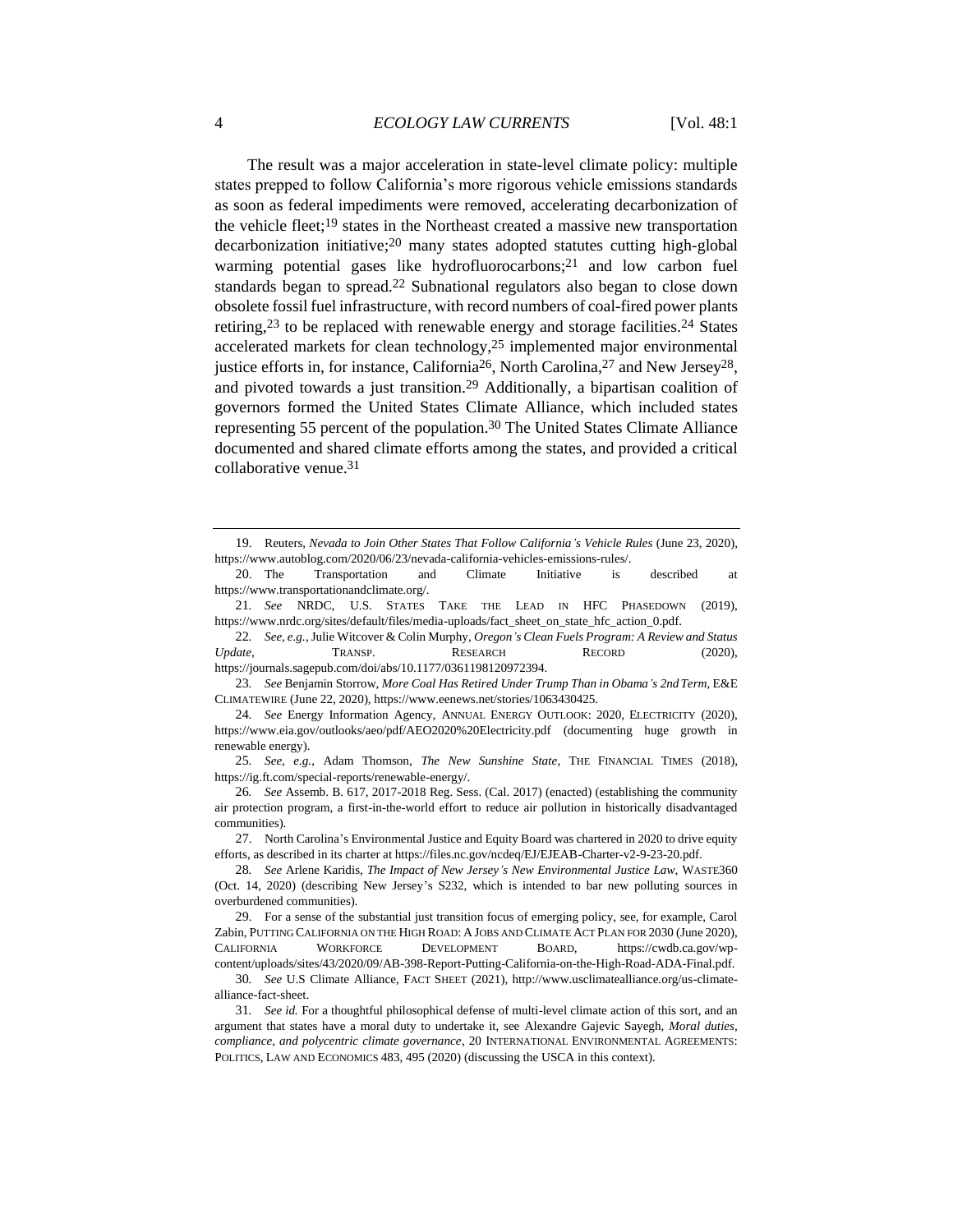The result was a major acceleration in state-level climate policy: multiple states prepped to follow California's more rigorous vehicle emissions standards as soon as federal impediments were removed, accelerating decarbonization of the vehicle fleet;[19] states in the Northeast created a massive new transportation decarbonization initiative;[20] many states adopted statutes cutting high-global warming potential gases like hydrofluorocarbons;[21] and low carbon fuel standards began to spread.[22] Subnational regulators also began to close down obsolete fossil fuel infrastructure, with record numbers of coal-fired power plants retiring,[23] to be replaced with renewable energy and storage facilities.[24] States accelerated markets for clean technology,[25] implemented major environmental justice efforts in, for instance, California[26], North Carolina,[27] and New Jersey[28], and pivoted towards a just transition.[29] Additionally, a bipartisan coalition of governors formed the United States Climate Alliance, which included states representing 55 percent of the population.[30] The United States Climate Alliance documented and shared climate efforts among the states, and provided a critical collaborative venue.[31]

---

19. Reuters, *Nevada to Join Other States That Follow California's Vehicle Rules* (June 23, 2020), https://www.autoblog.com/2020/06/23/nevada-california-vehicles-emissions-rules/.

20. The Transportation and Climate Initiative is described at https://www.transportationandclimate.org/.

21. *See* NRDC, U.S. STATES TAKE THE LEAD IN HFC PHASEDOWN (2019), https://www.nrdc.org/sites/default/files/media-uploads/fact_sheet_on_state_hfc_action_0.pdf.

22. *See, e.g.*, Julie Witcover & Colin Murphy, *Oregon's Clean Fuels Program: A Review and Status Update*, TRANSP. RESEARCH RECORD (2020), https://journals.sagepub.com/doi/abs/10.1177/0361198120972394.

23. *See* Benjamin Storrow, *More Coal Has Retired Under Trump Than in Obama's 2nd Term*, E&E CLIMATEWIRE (June 22, 2020), https://www.eenews.net/stories/1063430425.

24. *See* Energy Information Agency, ANNUAL ENERGY OUTLOOK: 2020, ELECTRICITY (2020), https://www.eia.gov/outlooks/aeo/pdf/AEO2020%20Electricity.pdf (documenting huge growth in renewable energy).

25. *See, e.g.*, Adam Thomson, *The New Sunshine State*, THE FINANCIAL TIMES (2018), https://ig.ft.com/special-reports/renewable-energy/.

26. *See* Assemb. B. 617, 2017-2018 Reg. Sess. (Cal. 2017) (enacted) (establishing the community air protection program, a first-in-the-world effort to reduce air pollution in historically disadvantaged communities).

27. North Carolina's Environmental Justice and Equity Board was chartered in 2020 to drive equity efforts, as described in its charter at https://files.nc.gov/ncdeq/EJ/EJEAB-Charter-v2-9-23-20.pdf.

28. *See* Arlene Karidis, *The Impact of New Jersey's New Environmental Justice Law*, WASTE360 (Oct. 14, 2020) (describing New Jersey's S232, which is intended to bar new polluting sources in overburdened communities).

29. For a sense of the substantial just transition focus of emerging policy, see, for example, Carol Zabin, PUTTING CALIFORNIA ON THE HIGH ROAD: A JOBS AND CLIMATE ACT PLAN FOR 2030 (June 2020), CALIFORNIA WORKFORCE DEVELOPMENT BOARD, https://cwdb.ca.gov/wp-content/uploads/sites/43/2020/09/AB-398-Report-Putting-California-on-the-High-Road-ADA-Final.pdf.

30. *See* U.S Climate Alliance, FACT SHEET (2021), http://www.usclimatealliance.org/us-climate-alliance-fact-sheet.

31. *See id.* For a thoughtful philosophical defense of multi-level climate action of this sort, and an argument that states have a moral duty to undertake it, see Alexandre Gajevic Sayegh, *Moral duties, compliance, and polycentric climate governance*, 20 INTERNATIONAL ENVIRONMENTAL AGREEMENTS: POLITICS, LAW AND ECONOMICS 483, 495 (2020) (discussing the USCA in this context).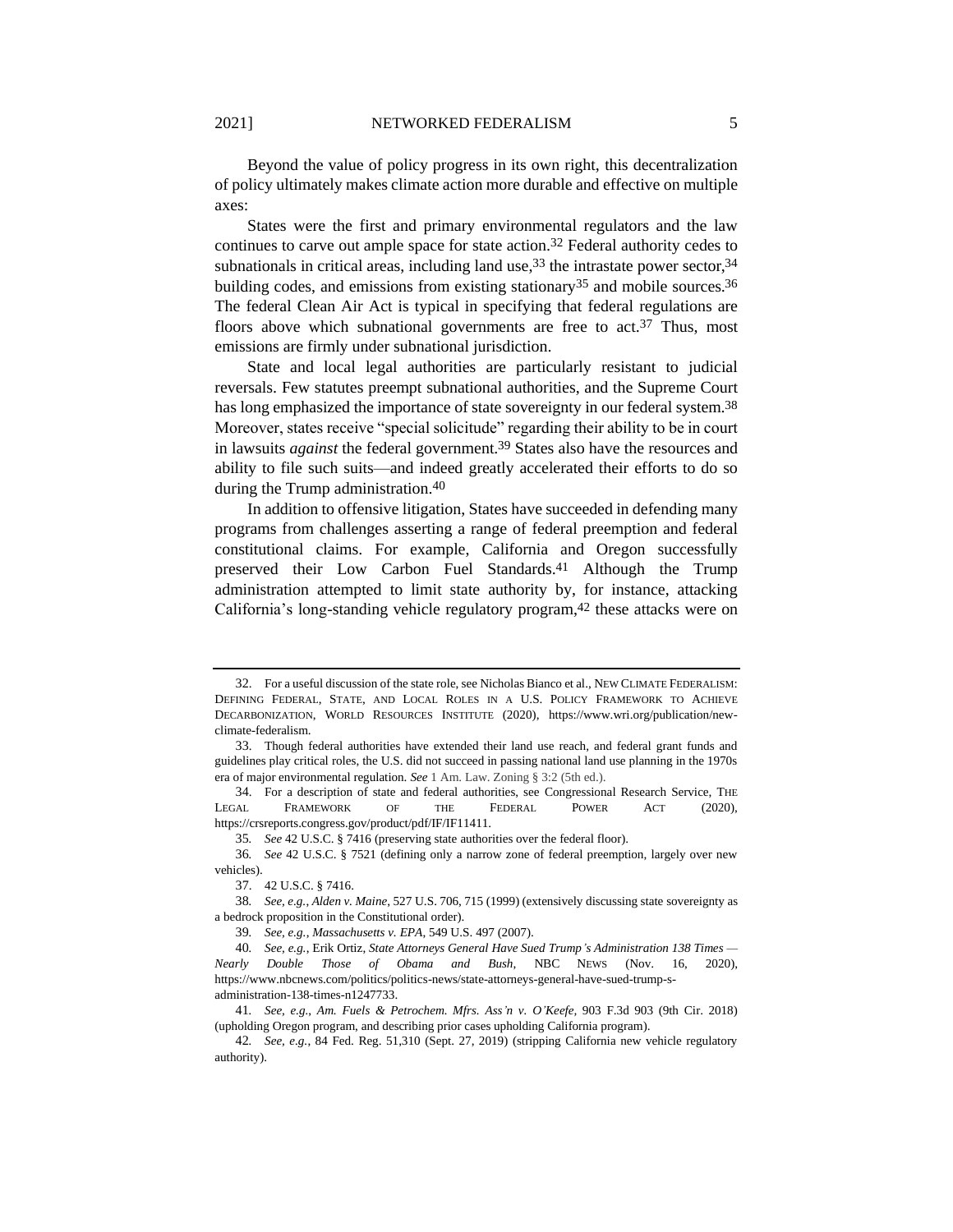Beyond the value of policy progress in its own right, this decentralization of policy ultimately makes climate action more durable and effective on multiple axes:

States were the first and primary environmental regulators and the law continues to carve out ample space for state action.[32] Federal authority cedes to subnationals in critical areas, including land use,[33] the intrastate power sector,[34] building codes, and emissions from existing stationary[35] and mobile sources.[36] The federal Clean Air Act is typical in specifying that federal regulations are floors above which subnational governments are free to act.[37] Thus, most emissions are firmly under subnational jurisdiction.

State and local legal authorities are particularly resistant to judicial reversals. Few statutes preempt subnational authorities, and the Supreme Court has long emphasized the importance of state sovereignty in our federal system.[38] Moreover, states receive "special solicitude" regarding their ability to be in court in lawsuits *against* the federal government.[39] States also have the resources and ability to file such suits—and indeed greatly accelerated their efforts to do so during the Trump administration.[40]

In addition to offensive litigation, States have succeeded in defending many programs from challenges asserting a range of federal preemption and federal constitutional claims. For example, California and Oregon successfully preserved their Low Carbon Fuel Standards.[41] Although the Trump administration attempted to limit state authority by, for instance, attacking California's long-standing vehicle regulatory program,[42] these attacks were on

---

32. For a useful discussion of the state role, see Nicholas Bianco et al., NEW CLIMATE FEDERALISM: DEFINING FEDERAL, STATE, AND LOCAL ROLES IN A U.S. POLICY FRAMEWORK TO ACHIEVE DECARBONIZATION, WORLD RESOURCES INSTITUTE (2020), https://www.wri.org/publication/new-climate-federalism.

33. Though federal authorities have extended their land use reach, and federal grant funds and guidelines play critical roles, the U.S. did not succeed in passing national land use planning in the 1970s era of major environmental regulation. *See* 1 Am. Law. Zoning § 3:2 (5th ed.).

34. For a description of state and federal authorities, see Congressional Research Service, THE LEGAL FRAMEWORK OF THE FEDERAL POWER ACT (2020), https://crsreports.congress.gov/product/pdf/IF/IF11411.

35. *See* 42 U.S.C. § 7416 (preserving state authorities over the federal floor).

36. *See* 42 U.S.C. § 7521 (defining only a narrow zone of federal preemption, largely over new vehicles).

37. 42 U.S.C. § 7416.

38. *See, e.g.*, *Alden v. Maine*, 527 U.S. 706, 715 (1999) (extensively discussing state sovereignty as a bedrock proposition in the Constitutional order).

39. *See, e.g.*, *Massachusetts v. EPA*, 549 U.S. 497 (2007).

40. *See, e.g.*, Erik Ortiz, *State Attorneys General Have Sued Trump's Administration 138 Times — Nearly Double Those of Obama and Bush*, NBC NEWS (Nov. 16, 2020), https://www.nbcnews.com/politics/politics-news/state-attorneys-general-have-sued-trump-s-administration-138-times-n1247733.

41. *See, e.g.*, *Am. Fuels & Petrochem. Mfrs. Ass'n v. O'Keefe*, 903 F.3d 903 (9th Cir. 2018) (upholding Oregon program, and describing prior cases upholding California program).

42. *See, e.g.*, 84 Fed. Reg. 51,310 (Sept. 27, 2019) (stripping California new vehicle regulatory authority).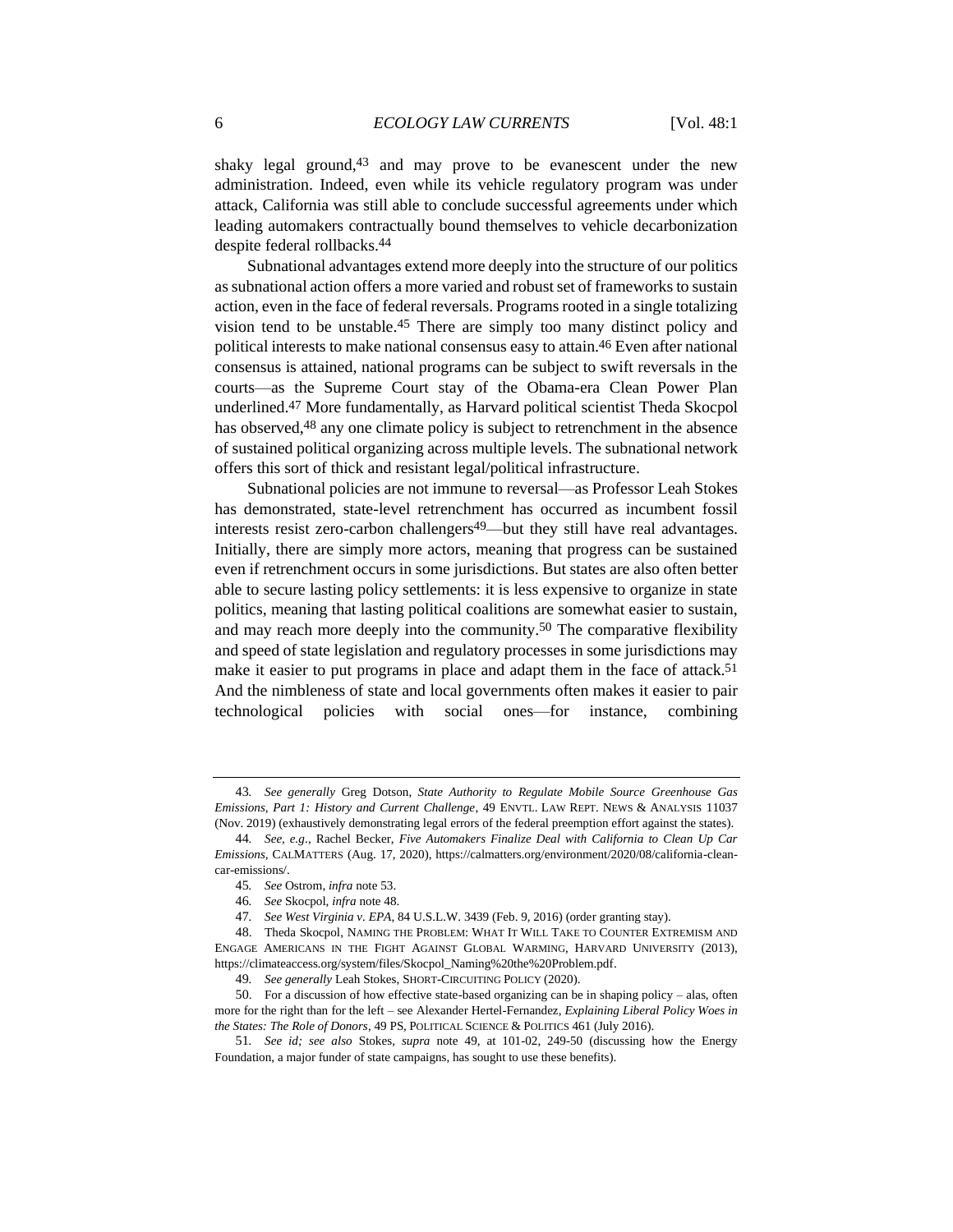shaky legal ground,[43] and may prove to be evanescent under the new administration. Indeed, even while its vehicle regulatory program was under attack, California was still able to conclude successful agreements under which leading automakers contractually bound themselves to vehicle decarbonization despite federal rollbacks.[44]

Subnational advantages extend more deeply into the structure of our politics as subnational action offers a more varied and robust set of frameworks to sustain action, even in the face of federal reversals. Programs rooted in a single totalizing vision tend to be unstable.[45] There are simply too many distinct policy and political interests to make national consensus easy to attain.[46] Even after national consensus is attained, national programs can be subject to swift reversals in the courts—as the Supreme Court stay of the Obama-era Clean Power Plan underlined.[47] More fundamentally, as Harvard political scientist Theda Skocpol has observed,[48] any one climate policy is subject to retrenchment in the absence of sustained political organizing across multiple levels. The subnational network offers this sort of thick and resistant legal/political infrastructure.

Subnational policies are not immune to reversal—as Professor Leah Stokes has demonstrated, state-level retrenchment has occurred as incumbent fossil interests resist zero-carbon challengers[49]—but they still have real advantages. Initially, there are simply more actors, meaning that progress can be sustained even if retrenchment occurs in some jurisdictions. But states are also often better able to secure lasting policy settlements: it is less expensive to organize in state politics, meaning that lasting political coalitions are somewhat easier to sustain, and may reach more deeply into the community.[50] The comparative flexibility and speed of state legislation and regulatory processes in some jurisdictions may make it easier to put programs in place and adapt them in the face of attack.[51] And the nimbleness of state and local governments often makes it easier to pair technological policies with social ones—for instance, combining

---

43. *See generally* Greg Dotson, *State Authority to Regulate Mobile Source Greenhouse Gas Emissions, Part 1: History and Current Challenge*, 49 ENVTL. LAW REPT. NEWS & ANALYSIS 11037 (Nov. 2019) (exhaustively demonstrating legal errors of the federal preemption effort against the states).

44. *See, e.g.*, Rachel Becker, *Five Automakers Finalize Deal with California to Clean Up Car Emissions*, CALMATTERS (Aug. 17, 2020), https://calmatters.org/environment/2020/08/california-clean-car-emissions/.

45. *See* Ostrom, *infra* note 53.

46. *See* Skocpol, *infra* note 48.

47. *See West Virginia v. EPA*, 84 U.S.L.W. 3439 (Feb. 9, 2016) (order granting stay).

48. Theda Skocpol, NAMING THE PROBLEM: WHAT IT WILL TAKE TO COUNTER EXTREMISM AND ENGAGE AMERICANS IN THE FIGHT AGAINST GLOBAL WARMING, HARVARD UNIVERSITY (2013), https://climateaccess.org/system/files/Skocpol_Naming%20the%20Problem.pdf.

49. *See generally* Leah Stokes, SHORT-CIRCUITING POLICY (2020).

50. For a discussion of how effective state-based organizing can be in shaping policy – alas, often more for the right than for the left – see Alexander Hertel-Fernandez, *Explaining Liberal Policy Woes in the States: The Role of Donors*, 49 PS, POLITICAL SCIENCE & POLITICS 461 (July 2016).

51. *See id; see also* Stokes, *supra* note 49, at 101-02, 249-50 (discussing how the Energy Foundation, a major funder of state campaigns, has sought to use these benefits).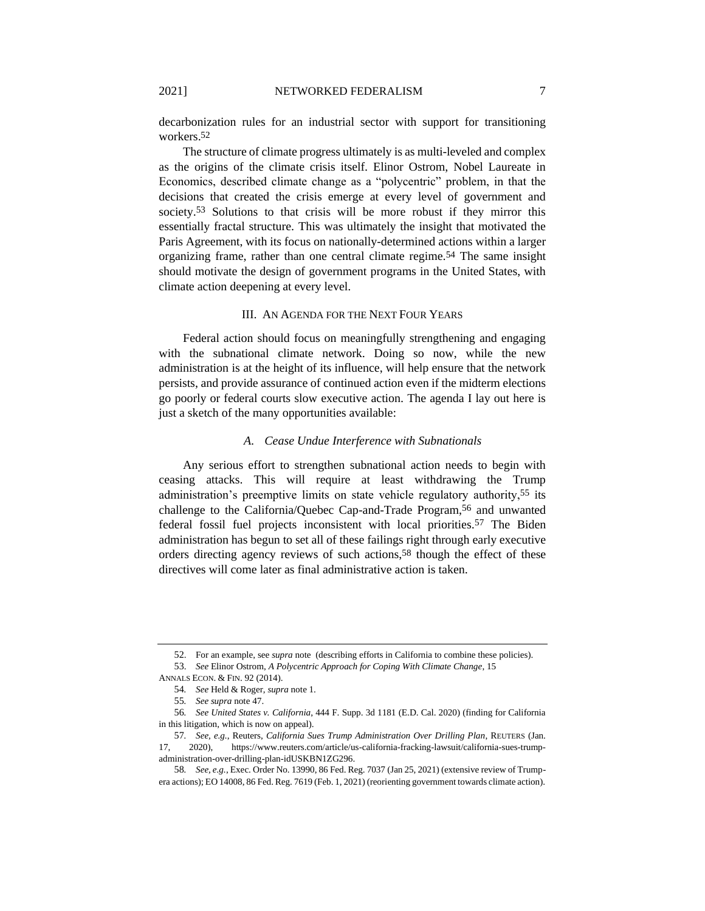decarbonization rules for an industrial sector with support for transitioning workers.[52]

The structure of climate progress ultimately is as multi-leveled and complex as the origins of the climate crisis itself. Elinor Ostrom, Nobel Laureate in Economics, described climate change as a "polycentric" problem, in that the decisions that created the crisis emerge at every level of government and society.[53] Solutions to that crisis will be more robust if they mirror this essentially fractal structure. This was ultimately the insight that motivated the Paris Agreement, with its focus on nationally-determined actions within a larger organizing frame, rather than one central climate regime.[54] The same insight should motivate the design of government programs in the United States, with climate action deepening at every level.

## III. AN AGENDA FOR THE NEXT FOUR YEARS

Federal action should focus on meaningfully strengthening and engaging with the subnational climate network. Doing so now, while the new administration is at the height of its influence, will help ensure that the network persists, and provide assurance of continued action even if the midterm elections go poorly or federal courts slow executive action. The agenda I lay out here is just a sketch of the many opportunities available:

### *A. Cease Undue Interference with Subnationals*

Any serious effort to strengthen subnational action needs to begin with ceasing attacks. This will require at least withdrawing the Trump administration's preemptive limits on state vehicle regulatory authority,[55] its challenge to the California/Quebec Cap-and-Trade Program,[56] and unwanted federal fossil fuel projects inconsistent with local priorities.[57] The Biden administration has begun to set all of these failings right through early executive orders directing agency reviews of such actions,[58] though the effect of these directives will come later as final administrative action is taken.

---

52. For an example, see *supra* note (describing efforts in California to combine these policies).

53. *See* Elinor Ostrom, *A Polycentric Approach for Coping With Climate Change*, 15 ANNALS ECON. & FIN. 92 (2014).

54. *See* Held & Roger, *supra* note 1.

55. *See supra* note 47.

56. *See United States v. California*, 444 F. Supp. 3d 1181 (E.D. Cal. 2020) (finding for California in this litigation, which is now on appeal).

57. *See, e.g.*, Reuters, *California Sues Trump Administration Over Drilling Plan*, REUTERS (Jan. 17, 2020), https://www.reuters.com/article/us-california-fracking-lawsuit/california-sues-trump-administration-over-drilling-plan-idUSKBN1ZG296.

58. *See, e.g.*, Exec. Order No. 13990, 86 Fed. Reg. 7037 (Jan 25, 2021) (extensive review of Trump-era actions); EO 14008, 86 Fed. Reg. 7619 (Feb. 1, 2021) (reorienting government towards climate action).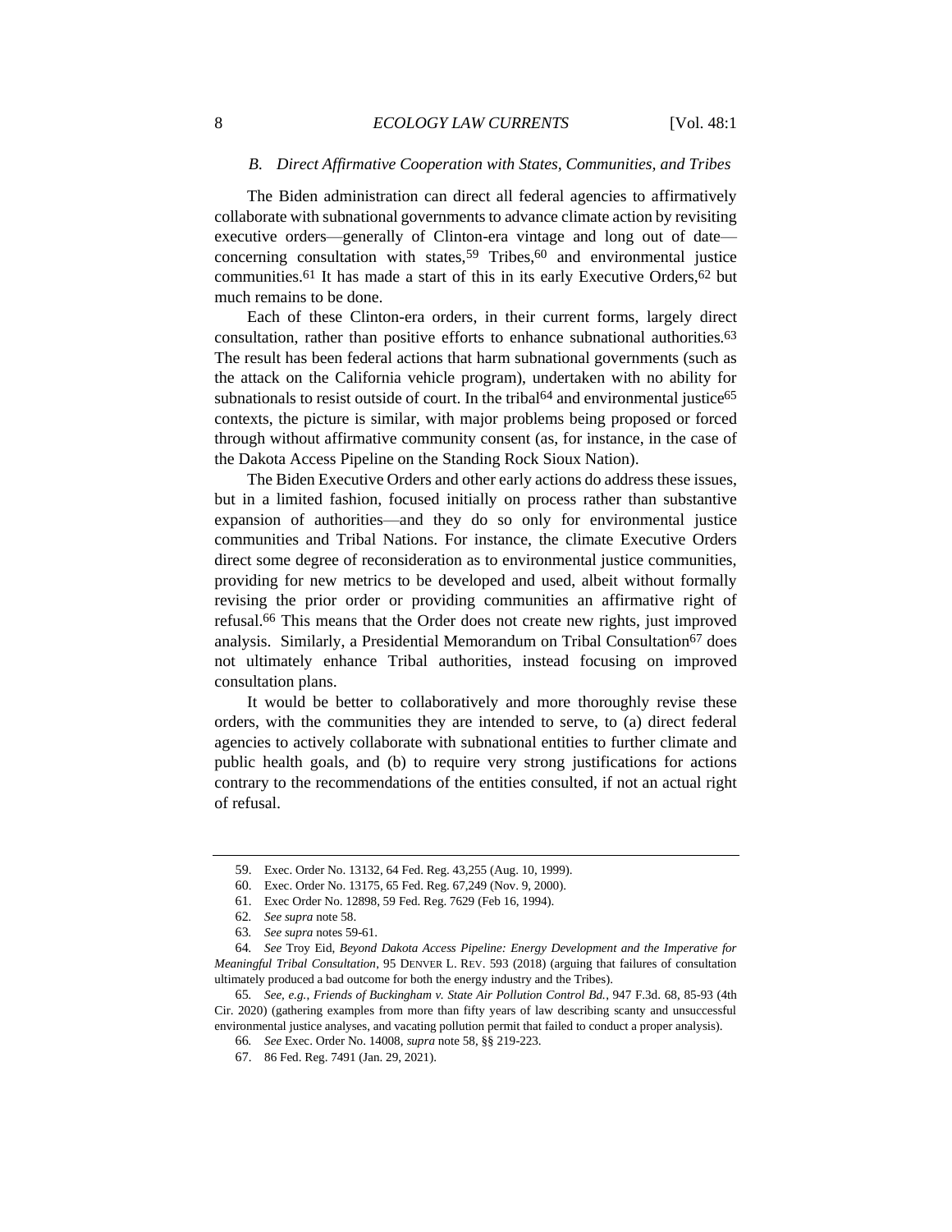### *B. Direct Affirmative Cooperation with States, Communities, and Tribes*

The Biden administration can direct all federal agencies to affirmatively collaborate with subnational governments to advance climate action by revisiting executive orders—generally of Clinton-era vintage and long out of date—concerning consultation with states,[59] Tribes,[60] and environmental justice communities.[61] It has made a start of this in its early Executive Orders,[62] but much remains to be done.

Each of these Clinton-era orders, in their current forms, largely direct consultation, rather than positive efforts to enhance subnational authorities.[63] The result has been federal actions that harm subnational governments (such as the attack on the California vehicle program), undertaken with no ability for subnationals to resist outside of court. In the tribal[64] and environmental justice[65] contexts, the picture is similar, with major problems being proposed or forced through without affirmative community consent (as, for instance, in the case of the Dakota Access Pipeline on the Standing Rock Sioux Nation).

The Biden Executive Orders and other early actions do address these issues, but in a limited fashion, focused initially on process rather than substantive expansion of authorities—and they do so only for environmental justice communities and Tribal Nations. For instance, the climate Executive Orders direct some degree of reconsideration as to environmental justice communities, providing for new metrics to be developed and used, albeit without formally revising the prior order or providing communities an affirmative right of refusal.[66] This means that the Order does not create new rights, just improved analysis. Similarly, a Presidential Memorandum on Tribal Consultation[67] does not ultimately enhance Tribal authorities, instead focusing on improved consultation plans.

It would be better to collaboratively and more thoroughly revise these orders, with the communities they are intended to serve, to (a) direct federal agencies to actively collaborate with subnational entities to further climate and public health goals, and (b) to require very strong justifications for actions contrary to the recommendations of the entities consulted, if not an actual right of refusal.

---

59. Exec. Order No. 13132, 64 Fed. Reg. 43,255 (Aug. 10, 1999).

60. Exec. Order No. 13175, 65 Fed. Reg. 67,249 (Nov. 9, 2000).

61. Exec Order No. 12898, 59 Fed. Reg. 7629 (Feb 16, 1994).

62. *See supra* note 58.

63. *See supra* notes 59-61.

64. *See* Troy Eid, *Beyond Dakota Access Pipeline: Energy Development and the Imperative for Meaningful Tribal Consultation*, 95 DENVER L. REV. 593 (2018) (arguing that failures of consultation ultimately produced a bad outcome for both the energy industry and the Tribes).

65. *See, e.g.*, *Friends of Buckingham v. State Air Pollution Control Bd.*, 947 F.3d. 68, 85-93 (4th Cir. 2020) (gathering examples from more than fifty years of law describing scanty and unsuccessful environmental justice analyses, and vacating pollution permit that failed to conduct a proper analysis).

66. *See* Exec. Order No. 14008, *supra* note 58, §§ 219-223.

67. 86 Fed. Reg. 7491 (Jan. 29, 2021).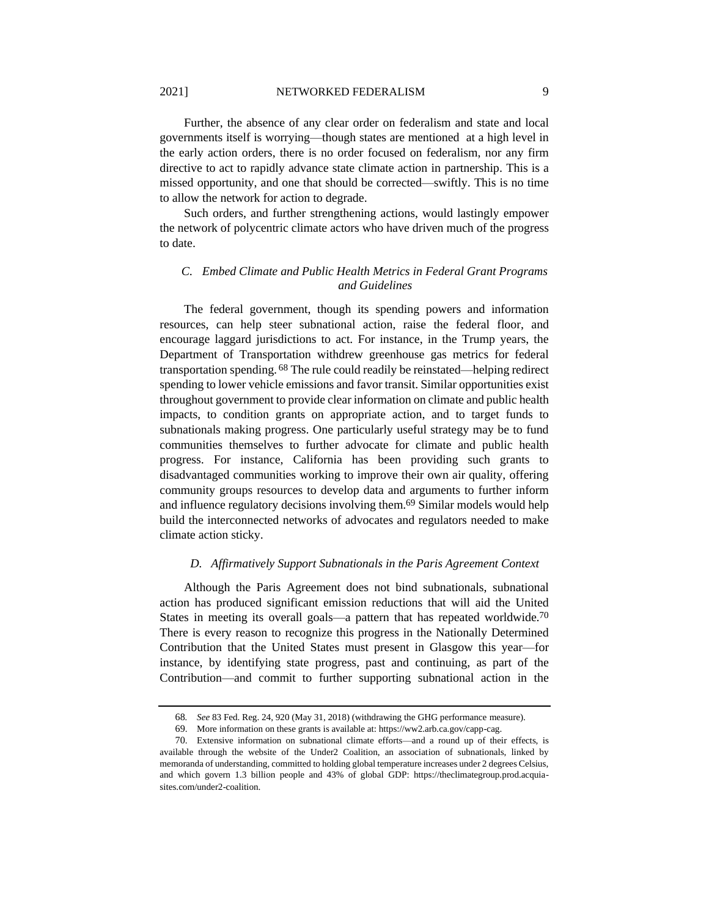Further, the absence of any clear order on federalism and state and local governments itself is worrying—though states are mentioned at a high level in the early action orders, there is no order focused on federalism, nor any firm directive to act to rapidly advance state climate action in partnership. This is a missed opportunity, and one that should be corrected—swiftly. This is no time to allow the network for action to degrade.

Such orders, and further strengthening actions, would lastingly empower the network of polycentric climate actors who have driven much of the progress to date.

### *C. Embed Climate and Public Health Metrics in Federal Grant Programs and Guidelines*

The federal government, though its spending powers and information resources, can help steer subnational action, raise the federal floor, and encourage laggard jurisdictions to act. For instance, in the Trump years, the Department of Transportation withdrew greenhouse gas metrics for federal transportation spending.[68] The rule could readily be reinstated—helping redirect spending to lower vehicle emissions and favor transit. Similar opportunities exist throughout government to provide clear information on climate and public health impacts, to condition grants on appropriate action, and to target funds to subnationals making progress. One particularly useful strategy may be to fund communities themselves to further advocate for climate and public health progress. For instance, California has been providing such grants to disadvantaged communities working to improve their own air quality, offering community groups resources to develop data and arguments to further inform and influence regulatory decisions involving them.[69] Similar models would help build the interconnected networks of advocates and regulators needed to make climate action sticky.

### *D. Affirmatively Support Subnationals in the Paris Agreement Context*

Although the Paris Agreement does not bind subnationals, subnational action has produced significant emission reductions that will aid the United States in meeting its overall goals—a pattern that has repeated worldwide.[70] There is every reason to recognize this progress in the Nationally Determined Contribution that the United States must present in Glasgow this year—for instance, by identifying state progress, past and continuing, as part of the Contribution—and commit to further supporting subnational action in the

---

68. *See* 83 Fed. Reg. 24, 920 (May 31, 2018) (withdrawing the GHG performance measure).

69. More information on these grants is available at: https://ww2.arb.ca.gov/capp-cag.

70. Extensive information on subnational climate efforts—and a round up of their effects, is available through the website of the Under2 Coalition, an association of subnationals, linked by memoranda of understanding, committed to holding global temperature increases under 2 degrees Celsius, and which govern 1.3 billion people and 43% of global GDP: https://theclimategroup.prod.acquia-sites.com/under2-coalition.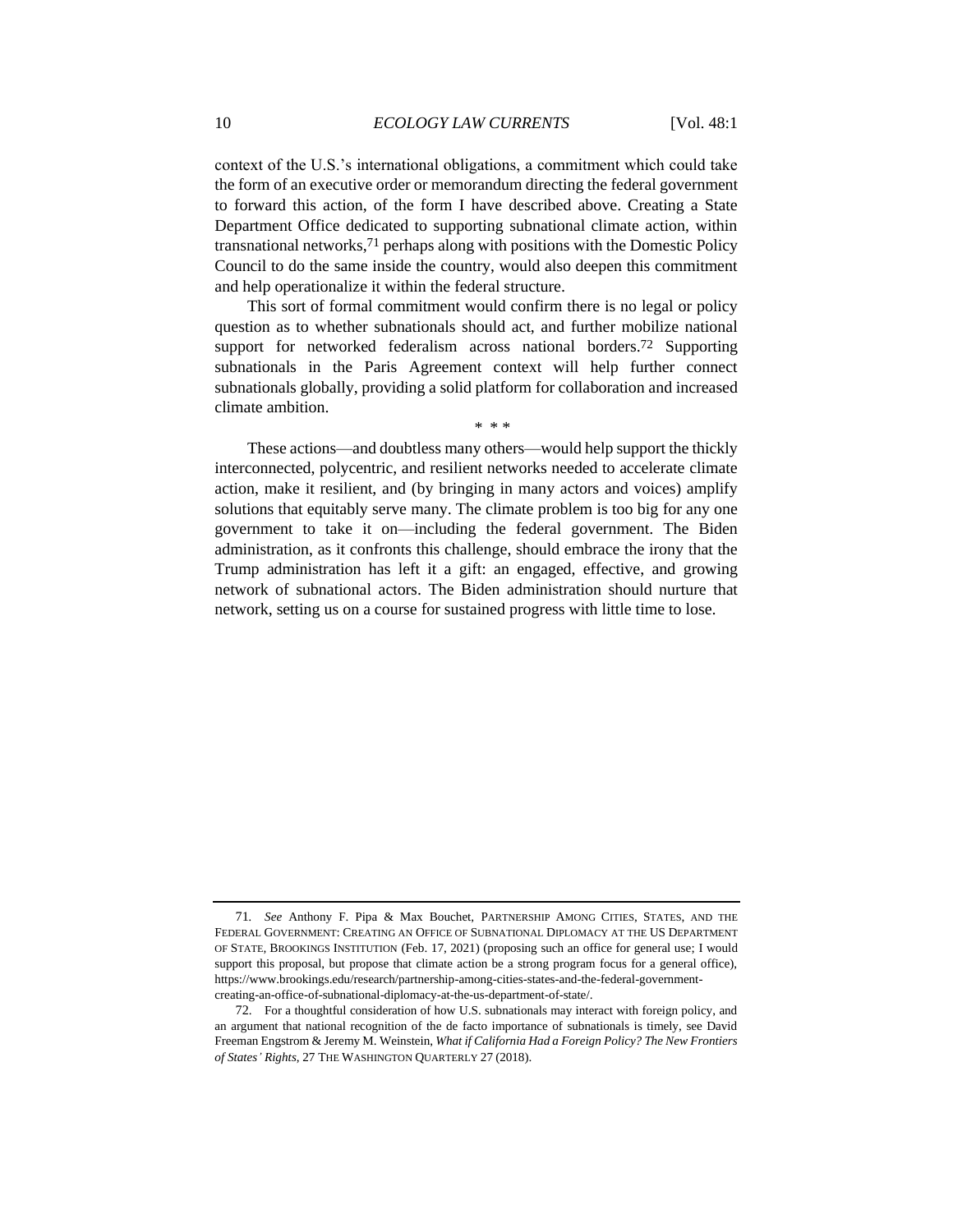context of the U.S.'s international obligations, a commitment which could take the form of an executive order or memorandum directing the federal government to forward this action, of the form I have described above. Creating a State Department Office dedicated to supporting subnational climate action, within transnational networks,[71] perhaps along with positions with the Domestic Policy Council to do the same inside the country, would also deepen this commitment and help operationalize it within the federal structure.

This sort of formal commitment would confirm there is no legal or policy question as to whether subnationals should act, and further mobilize national support for networked federalism across national borders.[72] Supporting subnationals in the Paris Agreement context will help further connect subnationals globally, providing a solid platform for collaboration and increased climate ambition.

\* \* \*

These actions—and doubtless many others—would help support the thickly interconnected, polycentric, and resilient networks needed to accelerate climate action, make it resilient, and (by bringing in many actors and voices) amplify solutions that equitably serve many. The climate problem is too big for any one government to take it on—including the federal government. The Biden administration, as it confronts this challenge, should embrace the irony that the Trump administration has left it a gift: an engaged, effective, and growing network of subnational actors. The Biden administration should nurture that network, setting us on a course for sustained progress with little time to lose.

---

71. *See* Anthony F. Pipa & Max Bouchet, PARTNERSHIP AMONG CITIES, STATES, AND THE FEDERAL GOVERNMENT: CREATING AN OFFICE OF SUBNATIONAL DIPLOMACY AT THE US DEPARTMENT OF STATE, BROOKINGS INSTITUTION (Feb. 17, 2021) (proposing such an office for general use; I would support this proposal, but propose that climate action be a strong program focus for a general office), https://www.brookings.edu/research/partnership-among-cities-states-and-the-federal-government-creating-an-office-of-subnational-diplomacy-at-the-us-department-of-state/.

72. For a thoughtful consideration of how U.S. subnationals may interact with foreign policy, and an argument that national recognition of the de facto importance of subnationals is timely, see David Freeman Engstrom & Jeremy M. Weinstein, *What if California Had a Foreign Policy? The New Frontiers of States' Rights*, 27 THE WASHINGTON QUARTERLY 27 (2018).